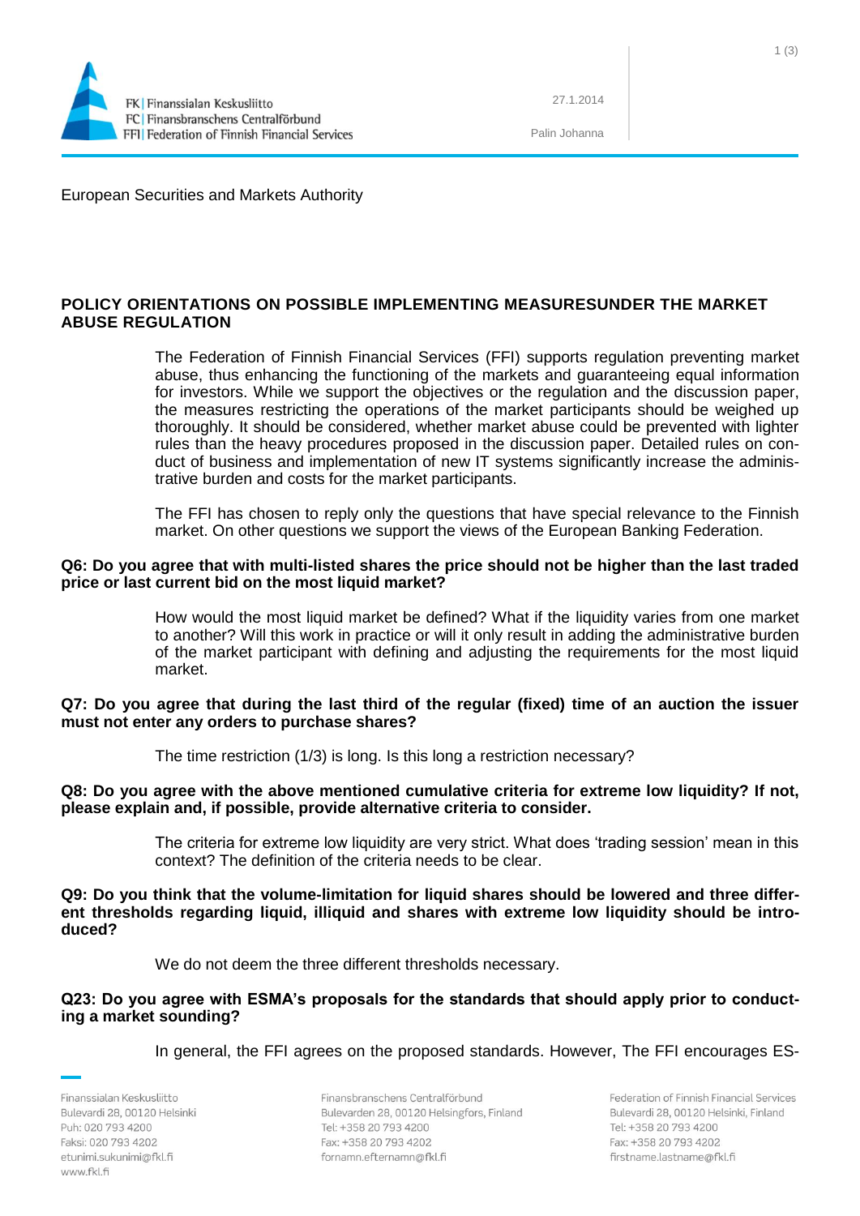FK | Finanssialan Keskusliitto
FC | Finansbranschens Centralförbund
FFI | Federation of Finnish Financial Services

27.1.2014

Palin Johanna

European Securities and Markets Authority

## POLICY ORIENTATIONS ON POSSIBLE IMPLEMENTING MEASURESUNDER THE MARKET ABUSE REGULATION

The Federation of Finnish Financial Services (FFI) supports regulation preventing market abuse, thus enhancing the functioning of the markets and guaranteeing equal information for investors. While we support the objectives or the regulation and the discussion paper, the measures restricting the operations of the market participants should be weighed up thoroughly. It should be considered, whether market abuse could be prevented with lighter rules than the heavy procedures proposed in the discussion paper. Detailed rules on conduct of business and implementation of new IT systems significantly increase the administrative burden and costs for the market participants.

The FFI has chosen to reply only the questions that have special relevance to the Finnish market. On other questions we support the views of the European Banking Federation.

**Q6: Do you agree that with multi-listed shares the price should not be higher than the last traded price or last current bid on the most liquid market?**

How would the most liquid market be defined? What if the liquidity varies from one market to another? Will this work in practice or will it only result in adding the administrative burden of the market participant with defining and adjusting the requirements for the most liquid market.

**Q7: Do you agree that during the last third of the regular (fixed) time of an auction the issuer must not enter any orders to purchase shares?**

The time restriction (1/3) is long. Is this long a restriction necessary?

**Q8: Do you agree with the above mentioned cumulative criteria for extreme low liquidity? If not, please explain and, if possible, provide alternative criteria to consider.**

The criteria for extreme low liquidity are very strict. What does 'trading session' mean in this context? The definition of the criteria needs to be clear.

**Q9: Do you think that the volume-limitation for liquid shares should be lowered and three different thresholds regarding liquid, illiquid and shares with extreme low liquidity should be introduced?**

We do not deem the three different thresholds necessary.

**Q23: Do you agree with ESMA's proposals for the standards that should apply prior to conducting a market sounding?**

In general, the FFI agrees on the proposed standards. However, The FFI encourages ES-

Finanssialan Keskusliitto
Bulevardi 28, 00120 Helsinki
Puh: 020 793 4200
Faksi: 020 793 4202
etunimi.sukunimi@fkl.fi
www.fkl.fi

Finansbranschens Centralförbund
Bulevarden 28, 00120 Helsingfors, Finland
Tel: +358 20 793 4200
Fax: +358 20 793 4202
fornamn.efternamn@fkl.fi

Federation of Finnish Financial Services
Bulevardi 28, 00120 Helsinki, Finland
Tel: +358 20 793 4200
Fax: +358 20 793 4202
firstname.lastname@fkl.fi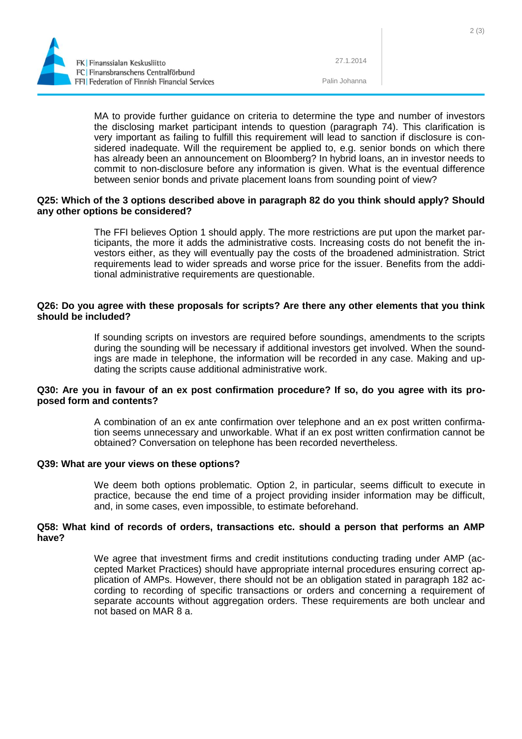MA to provide further guidance on criteria to determine the type and number of investors the disclosing market participant intends to question (paragraph 74). This clarification is very important as failing to fulfill this requirement will lead to sanction if disclosure is considered inadequate. Will the requirement be applied to, e.g. senior bonds on which there has already been an announcement on Bloomberg? In hybrid loans, an in investor needs to commit to non-disclosure before any information is given. What is the eventual difference between senior bonds and private placement loans from sounding point of view?

**Q25: Which of the 3 options described above in paragraph 82 do you think should apply? Should any other options be considered?**

The FFI believes Option 1 should apply. The more restrictions are put upon the market participants, the more it adds the administrative costs. Increasing costs do not benefit the investors either, as they will eventually pay the costs of the broadened administration. Strict requirements lead to wider spreads and worse price for the issuer. Benefits from the additional administrative requirements are questionable.

**Q26: Do you agree with these proposals for scripts? Are there any other elements that you think should be included?**

If sounding scripts on investors are required before soundings, amendments to the scripts during the sounding will be necessary if additional investors get involved. When the soundings are made in telephone, the information will be recorded in any case. Making and updating the scripts cause additional administrative work.

**Q30: Are you in favour of an ex post confirmation procedure? If so, do you agree with its proposed form and contents?**

A combination of an ex ante confirmation over telephone and an ex post written confirmation seems unnecessary and unworkable. What if an ex post written confirmation cannot be obtained? Conversation on telephone has been recorded nevertheless.

**Q39: What are your views on these options?**

We deem both options problematic. Option 2, in particular, seems difficult to execute in practice, because the end time of a project providing insider information may be difficult, and, in some cases, even impossible, to estimate beforehand.

**Q58: What kind of records of orders, transactions etc. should a person that performs an AMP have?**

We agree that investment firms and credit institutions conducting trading under AMP (accepted Market Practices) should have appropriate internal procedures ensuring correct application of AMPs. However, there should not be an obligation stated in paragraph 182 according to recording of specific transactions or orders and concerning a requirement of separate accounts without aggregation orders. These requirements are both unclear and not based on MAR 8 a.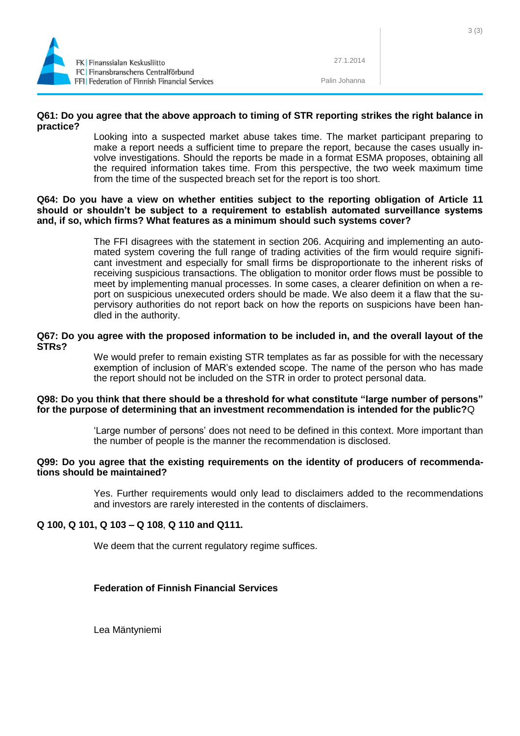**Q61: Do you agree that the above approach to timing of STR reporting strikes the right balance in practice?**

Looking into a suspected market abuse takes time. The market participant preparing to make a report needs a sufficient time to prepare the report, because the cases usually involve investigations. Should the reports be made in a format ESMA proposes, obtaining all the required information takes time. From this perspective, the two week maximum time from the time of the suspected breach set for the report is too short.

**Q64: Do you have a view on whether entities subject to the reporting obligation of Article 11 should or shouldn't be subject to a requirement to establish automated surveillance systems and, if so, which firms? What features as a minimum should such systems cover?**

The FFI disagrees with the statement in section 206. Acquiring and implementing an automated system covering the full range of trading activities of the firm would require significant investment and especially for small firms be disproportionate to the inherent risks of receiving suspicious transactions. The obligation to monitor order flows must be possible to meet by implementing manual processes. In some cases, a clearer definition on when a report on suspicious unexecuted orders should be made. We also deem it a flaw that the supervisory authorities do not report back on how the reports on suspicions have been handled in the authority.

**Q67: Do you agree with the proposed information to be included in, and the overall layout of the STRs?**

We would prefer to remain existing STR templates as far as possible for with the necessary exemption of inclusion of MAR's extended scope. The name of the person who has made the report should not be included on the STR in order to protect personal data.

**Q98: Do you think that there should be a threshold for what constitute "large number of persons" for the purpose of determining that an investment recommendation is intended for the public?**Q

'Large number of persons' does not need to be defined in this context. More important than the number of people is the manner the recommendation is disclosed.

**Q99: Do you agree that the existing requirements on the identity of producers of recommendations should be maintained?**

Yes. Further requirements would only lead to disclaimers added to the recommendations and investors are rarely interested in the contents of disclaimers.

**Q 100, Q 101, Q 103 – Q 108, Q 110 and Q111.**

We deem that the current regulatory regime suffices.

**Federation of Finnish Financial Services**

Lea Mäntyniemi